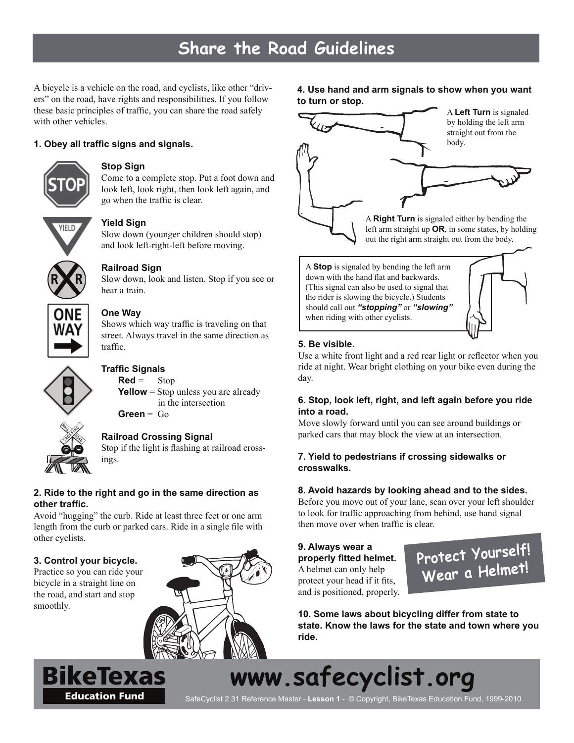# Share the Road Guidelines

A bicycle is a vehicle on the road, and cyclists, like other "drivers" on the road, have rights and responsibilities. If you follow these basic principles of traffic, you can share the road safely with other vehicles.

### 1. Obey all traffic signs and signals.

**Stop Sign**
Come to a complete stop. Put a foot down and look left, look right, then look left again, and go when the traffic is clear.

**Yield Sign**
Slow down (younger children should stop) and look left-right-left before moving.

**Railroad Sign**
Slow down, look and listen. Stop if you see or hear a train.

**One Way**
Shows which way traffic is traveling on that street. Always travel in the same direction as traffic.

**Traffic Signals**
- **Red** = Stop
- **Yellow** = Stop unless you are already in the intersection
- **Green** = Go

**Railroad Crossing Signal**
Stop if the light is flashing at railroad crossings.

### 2. Ride to the right and go in the same direction as other traffic.

Avoid "hugging" the curb. Ride at least three feet or one arm length from the curb or parked cars. Ride in a single file with other cyclists.

### 3. Control your bicycle.

Practice so you can ride your bicycle in a straight line on the road, and start and stop smoothly.

### 4. Use hand and arm signals to show when you want to turn or stop.

A **Left Turn** is signaled by holding the left arm straight out from the body.

A **Right Turn** is signaled either by bending the left arm straight up **OR**, in some states, by holding out the right arm straight out from the body.

A **Stop** is signaled by bending the left arm down with the hand flat and backwards. (This signal can also be used to signal that the rider is slowing the bicycle.) Students should call out ***"stopping"*** or ***"slowing"*** when riding with other cyclists.

### 5. Be visible.

Use a white front light and a red rear light or reflector when you ride at night. Wear bright clothing on your bike even during the day.

### 6. Stop, look left, right, and left again before you ride into a road.

Move slowly forward until you can see around buildings or parked cars that may block the view at an intersection.

### 7. Yield to pedestrians if crossing sidewalks or crosswalks.

### 8. Avoid hazards by looking ahead and to the sides.

Before you move out of your lane, scan over your left shoulder to look for traffic approaching from behind, use hand signal then move over when traffic is clear.

### 9. Always wear a properly fitted helmet.

A helmet can only help protect your head if it fits, and is positioned, properly.

**Protect Yourself! Wear a Helmet!**

### 10. Some laws about bicycling differ from state to state. Know the laws for the state and town where you ride.

BikeTexas Education Fund

www.safecyclist.org

SafeCyclist 2.31 Reference Master - **Lesson 1** - © Copyright, BikeTexas Education Fund, 1999-2010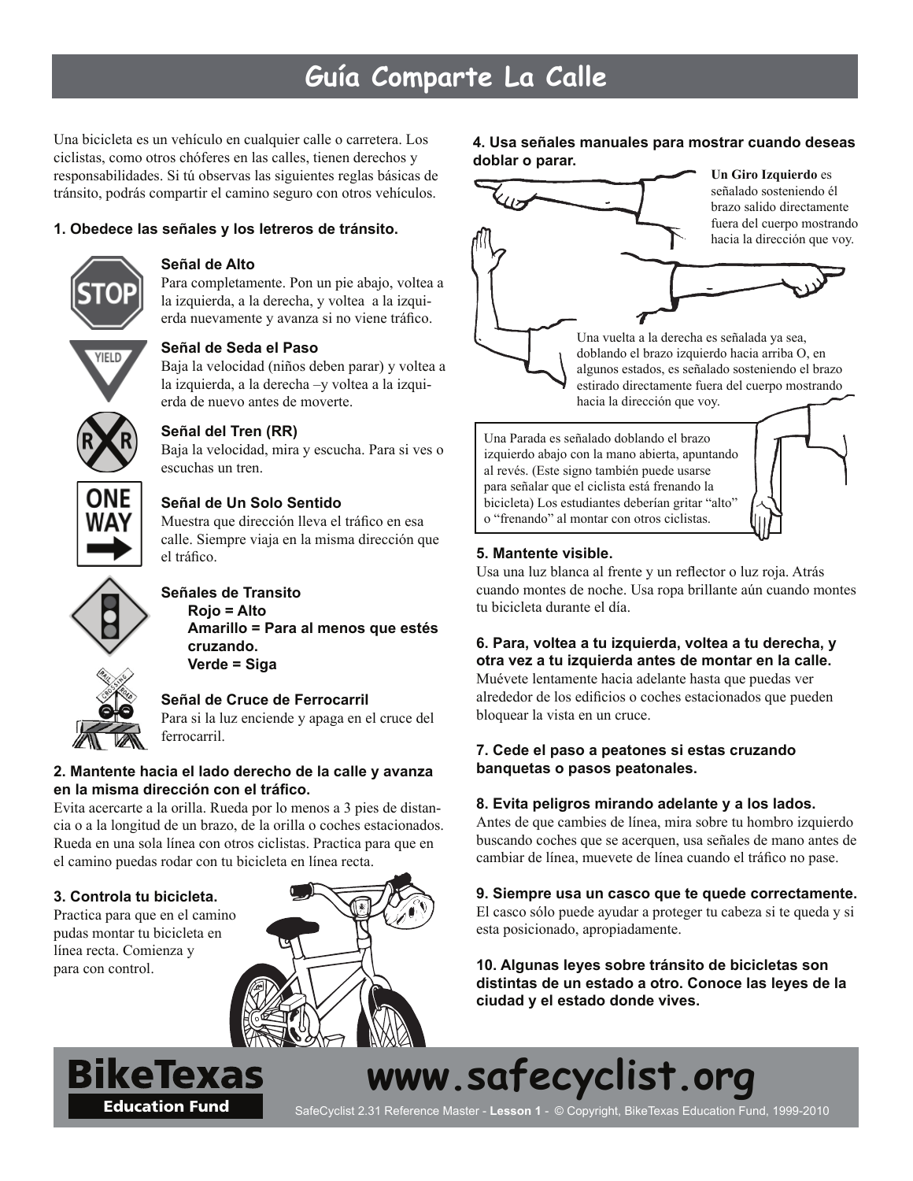# Guía Comparte La Calle

Una bicicleta es un vehículo en cualquier calle o carretera. Los ciclistas, como otros chóferes en las calles, tienen derechos y responsabilidades. Si tú observas las siguientes reglas básicas de tránsito, podrás compartir el camino seguro con otros vehículos.

**1. Obedece las señales y los letreros de tránsito.**

**Señal de Alto**
Para completamente. Pon un pie abajo, voltea a la izquierda, a la derecha, y voltea a la izquierda nuevamente y avanza si no viene tráfico.

**Señal de Seda el Paso**
Baja la velocidad (niños deben parar) y voltea a la izquierda, a la derecha –y voltea a la izquierda de nuevo antes de moverte.

**Señal del Tren (RR)**
Baja la velocidad, mira y escucha. Para si ves o escuchas un tren.

**Señal de Un Solo Sentido**
Muestra que dirección lleva el tráfico en esa calle. Siempre viaja en la misma dirección que el tráfico.

**Señales de Transito**
**Rojo = Alto**
**Amarillo = Para al menos que estés cruzando.**
**Verde = Siga**

**Señal de Cruce de Ferrocarril**
Para si la luz enciende y apaga en el cruce del ferrocarril.

**2. Mantente hacia el lado derecho de la calle y avanza en la misma dirección con el tráfico.**
Evita acercarte a la orilla. Rueda por lo menos a 3 pies de distancia o a la longitud de un brazo, de la orilla o coches estacionados. Rueda en una sola línea con otros ciclistas. Practica para que en el camino puedas rodar con tu bicicleta en línea recta.

**3. Controla tu bicicleta.**
Practica para que en el camino pudas montar tu bicicleta en línea recta. Comienza y para con control.

**4. Usa señales manuales para mostrar cuando deseas doblar o parar.**

**Un Giro Izquierdo** es señalado sosteniendo él brazo salido directamente fuera del cuerpo mostrando hacia la dirección que voy.

Una vuelta a la derecha es señalada ya sea, doblando el brazo izquierdo hacia arriba O, en algunos estados, es señalado sosteniendo el brazo estirado directamente fuera del cuerpo mostrando hacia la dirección que voy.

Una Parada es señalado doblando el brazo izquierdo abajo con la mano abierta, apuntando al revés. (Este signo también puede usarse para señalar que el ciclista está frenando la bicicleta) Los estudiantes deberían gritar "alto" o "frenando" al montar con otros ciclistas.

**5. Mantente visible.**
Usa una luz blanca al frente y un reflector o luz roja. Atrás cuando montes de noche. Usa ropa brillante aún cuando montes tu bicicleta durante el día.

**6. Para, voltea a tu izquierda, voltea a tu derecha, y otra vez a tu izquierda antes de montar en la calle.**
Muévete lentamente hacia adelante hasta que puedas ver alrededor de los edificios o coches estacionados que pueden bloquear la vista en un cruce.

**7. Cede el paso a peatones si estas cruzando banquetas o pasos peatonales.**

**8. Evita peligros mirando adelante y a los lados.**
Antes de que cambies de línea, mira sobre tu hombro izquierdo buscando coches que se acerquen, usa señales de mano antes de cambiar de línea, muevete de línea cuando el tráfico no pase.

**9. Siempre usa un casco que te quede correctamente.**
El casco sólo puede ayudar a proteger tu cabeza si te queda y si esta posicionado, apropiadamente.

**10. Algunas leyes sobre tránsito de bicicletas son distintas de un estado a otro. Conoce las leyes de la ciudad y el estado donde vives.**

**BikeTexas** Education Fund **www.safecyclist.org**

SafeCyclist 2.31 Reference Master - **Lesson 1** - © Copyright, BikeTexas Education Fund, 1999-2010